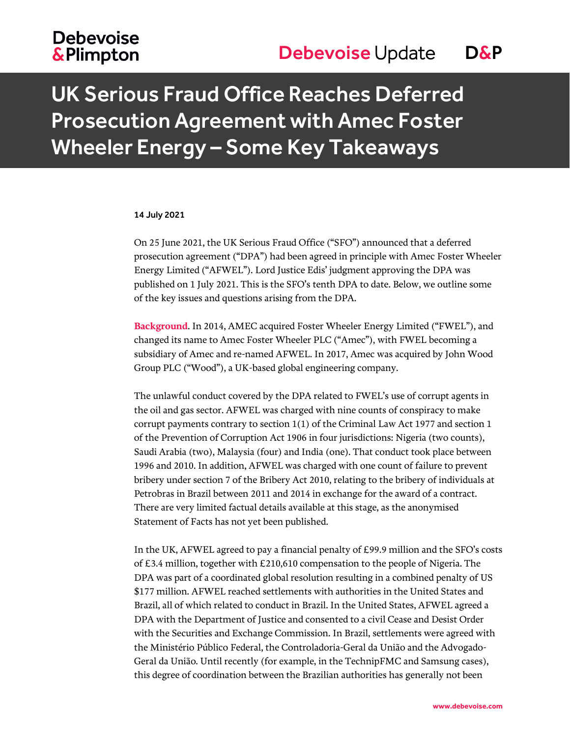# UK Serious Fraud Office Reaches Deferred Prosecution Agreement with Amec Foster Wheeler Energy – Some Key Takeaways

**14 July 2021**

On 25 June 2021, the UK Serious Fraud Office ("SFO") announced that a deferred prosecution agreement ("DPA") had been agreed in principle with Amec Foster Wheeler Energy Limited ("AFWEL"). Lord Justice Edis' judgment approving the DPA was published on 1 July 2021. This is the SFO's tenth DPA to date. Below, we outline some of the key issues and questions arising from the DPA.

**Background**. In 2014, AMEC acquired Foster Wheeler Energy Limited ("FWEL"), and changed its name to Amec Foster Wheeler PLC ("Amec"), with FWEL becoming a subsidiary of Amec and re-named AFWEL. In 2017, Amec was acquired by John Wood Group PLC ("Wood"), a UK-based global engineering company.

The unlawful conduct covered by the DPA related to FWEL's use of corrupt agents in the oil and gas sector. AFWEL was charged with nine counts of conspiracy to make corrupt payments contrary to section 1(1) of the Criminal Law Act 1977 and section 1 of the Prevention of Corruption Act 1906 in four jurisdictions: Nigeria (two counts), Saudi Arabia (two), Malaysia (four) and India (one). That conduct took place between 1996 and 2010. In addition, AFWEL was charged with one count of failure to prevent bribery under section 7 of the Bribery Act 2010, relating to the bribery of individuals at Petrobras in Brazil between 2011 and 2014 in exchange for the award of a contract. There are very limited factual details available at this stage, as the anonymised Statement of Facts has not yet been published.

In the UK, AFWEL agreed to pay a financial penalty of £99.9 million and the SFO's costs of £3.4 million, together with £210,610 compensation to the people of Nigeria. The DPA was part of a coordinated global resolution resulting in a combined penalty of US $177 million. AFWEL reached settlements with authorities in the United States and Brazil, all of which related to conduct in Brazil. In the United States, AFWEL agreed a DPA with the Department of Justice and consented to a civil Cease and Desist Order with the Securities and Exchange Commission. In Brazil, settlements were agreed with the Ministério Público Federal, the Controladoria-Geral da União and the Advogado-Geral da União. Until recently (for example, in the TechnipFMC and Samsung cases), this degree of coordination between the Brazilian authorities has generally not been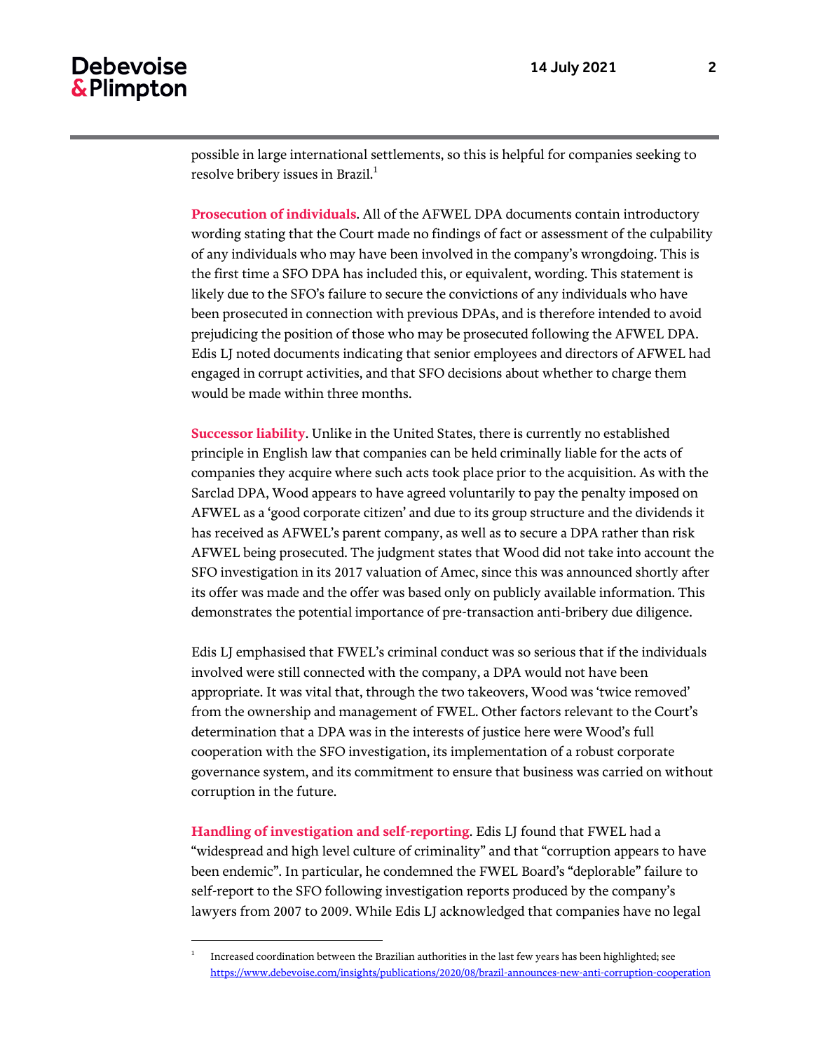possible in large international settlements, so this is helpful for companies seeking to resolve bribery issues in Brazil.[1]

**Prosecution of individuals**. All of the AFWEL DPA documents contain introductory wording stating that the Court made no findings of fact or assessment of the culpability of any individuals who may have been involved in the company's wrongdoing. This is the first time a SFO DPA has included this, or equivalent, wording. This statement is likely due to the SFO's failure to secure the convictions of any individuals who have been prosecuted in connection with previous DPAs, and is therefore intended to avoid prejudicing the position of those who may be prosecuted following the AFWEL DPA. Edis LJ noted documents indicating that senior employees and directors of AFWEL had engaged in corrupt activities, and that SFO decisions about whether to charge them would be made within three months.

**Successor liability**. Unlike in the United States, there is currently no established principle in English law that companies can be held criminally liable for the acts of companies they acquire where such acts took place prior to the acquisition. As with the Sarclad DPA, Wood appears to have agreed voluntarily to pay the penalty imposed on AFWEL as a 'good corporate citizen' and due to its group structure and the dividends it has received as AFWEL's parent company, as well as to secure a DPA rather than risk AFWEL being prosecuted. The judgment states that Wood did not take into account the SFO investigation in its 2017 valuation of Amec, since this was announced shortly after its offer was made and the offer was based only on publicly available information. This demonstrates the potential importance of pre-transaction anti-bribery due diligence.

Edis LJ emphasised that FWEL's criminal conduct was so serious that if the individuals involved were still connected with the company, a DPA would not have been appropriate. It was vital that, through the two takeovers, Wood was 'twice removed' from the ownership and management of FWEL. Other factors relevant to the Court's determination that a DPA was in the interests of justice here were Wood's full cooperation with the SFO investigation, its implementation of a robust corporate governance system, and its commitment to ensure that business was carried on without corruption in the future.

**Handling of investigation and self-reporting**. Edis LJ found that FWEL had a "widespread and high level culture of criminality" and that "corruption appears to have been endemic". In particular, he condemned the FWEL Board's "deplorable" failure to self-report to the SFO following investigation reports produced by the company's lawyers from 2007 to 2009. While Edis LJ acknowledged that companies have no legal

---

[1] Increased coordination between the Brazilian authorities in the last few years has been highlighted; see https://www.debevoise.com/insights/publications/2020/08/brazil-announces-new-anti-corruption-cooperation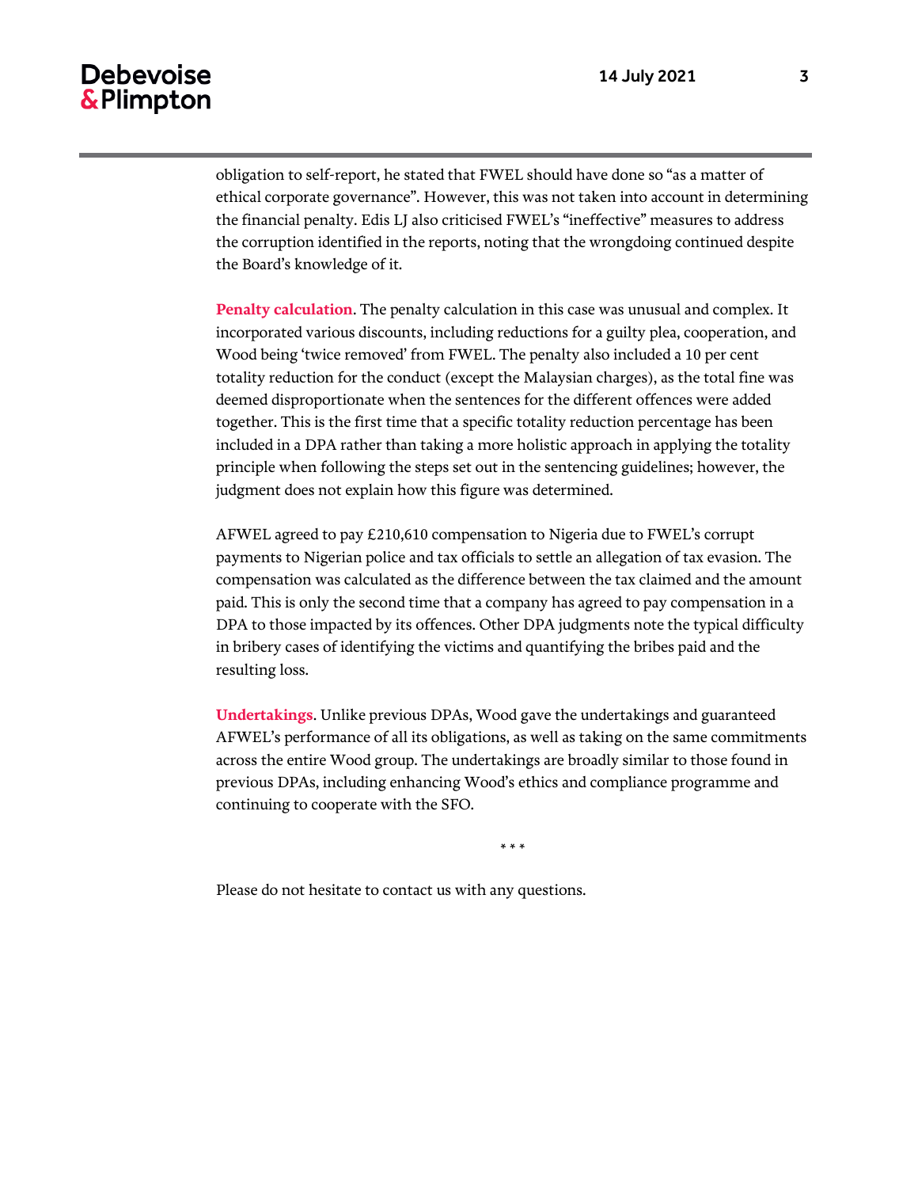obligation to self-report, he stated that FWEL should have done so “as a matter of ethical corporate governance”. However, this was not taken into account in determining the financial penalty. Edis LJ also criticised FWEL’s “ineffective” measures to address the corruption identified in the reports, noting that the wrongdoing continued despite the Board’s knowledge of it.

**Penalty calculation**. The penalty calculation in this case was unusual and complex. It incorporated various discounts, including reductions for a guilty plea, cooperation, and Wood being ‘twice removed’ from FWEL. The penalty also included a 10 per cent totality reduction for the conduct (except the Malaysian charges), as the total fine was deemed disproportionate when the sentences for the different offences were added together. This is the first time that a specific totality reduction percentage has been included in a DPA rather than taking a more holistic approach in applying the totality principle when following the steps set out in the sentencing guidelines; however, the judgment does not explain how this figure was determined.

AFWEL agreed to pay £210,610 compensation to Nigeria due to FWEL’s corrupt payments to Nigerian police and tax officials to settle an allegation of tax evasion. The compensation was calculated as the difference between the tax claimed and the amount paid. This is only the second time that a company has agreed to pay compensation in a DPA to those impacted by its offences. Other DPA judgments note the typical difficulty in bribery cases of identifying the victims and quantifying the bribes paid and the resulting loss.

**Undertakings**. Unlike previous DPAs, Wood gave the undertakings and guaranteed AFWEL’s performance of all its obligations, as well as taking on the same commitments across the entire Wood group. The undertakings are broadly similar to those found in previous DPAs, including enhancing Wood’s ethics and compliance programme and continuing to cooperate with the SFO.

\* \* \*

Please do not hesitate to contact us with any questions.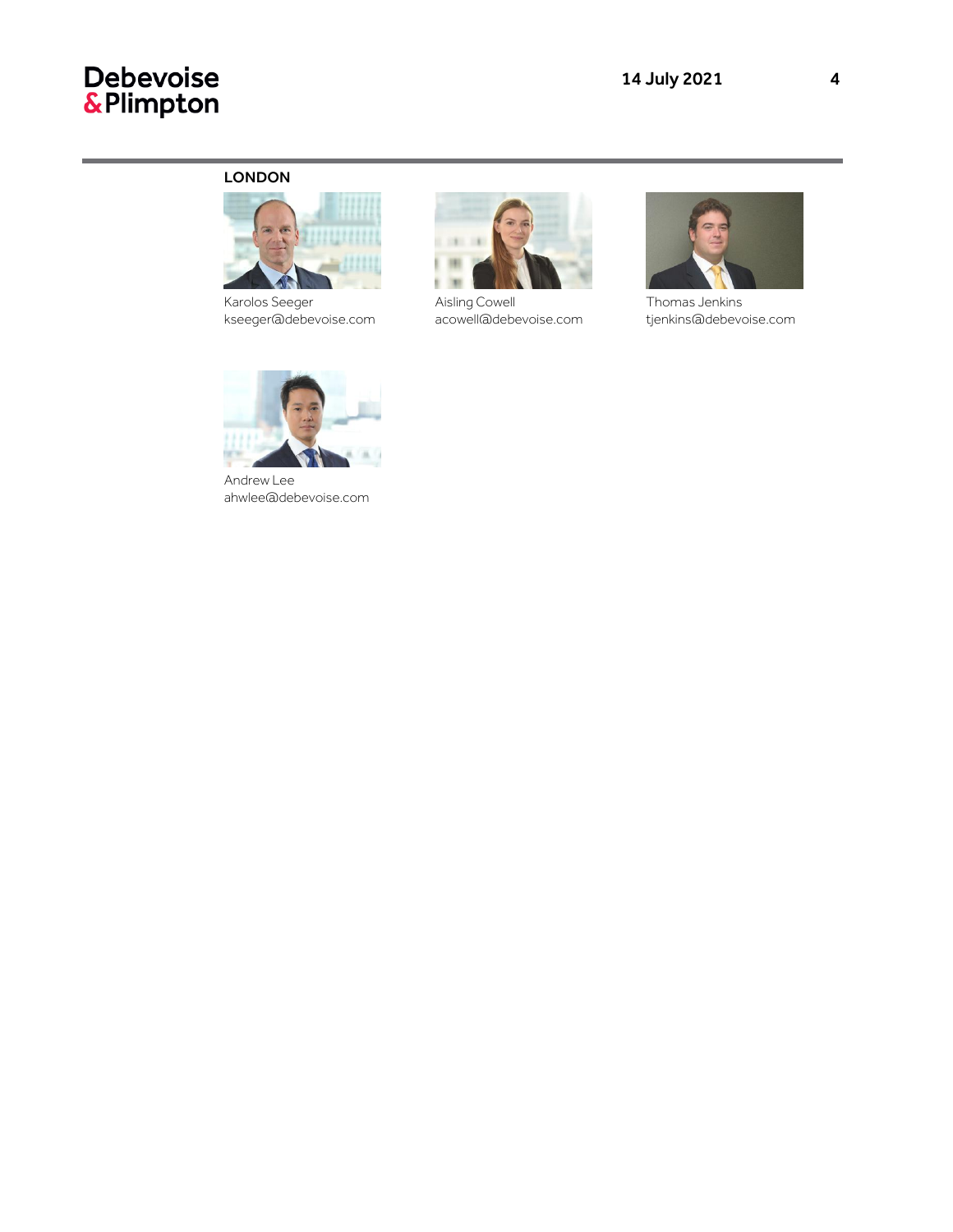## LONDON

Karolos Seeger
kseeger@debevoise.com

Aisling Cowell
acowell@debevoise.com

Thomas Jenkins
tjenkins@debevoise.com

Andrew Lee
ahwlee@debevoise.com